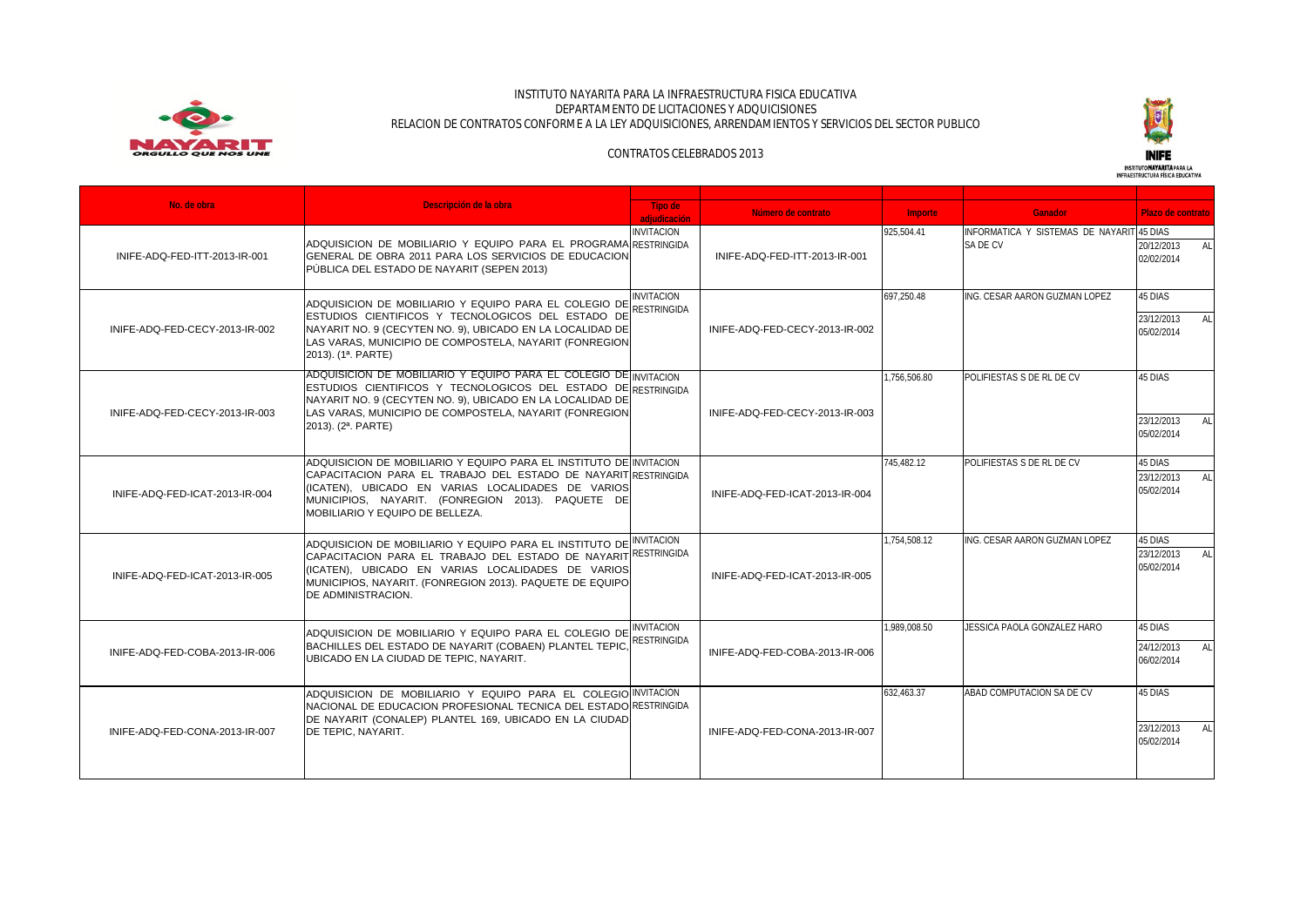INSTITUTO NAYARITA PARA LA INFRAESTRUCTURA FISICA EDUCATIVA
DEPARTAMENTO DE LICITACIONES Y ADQUICISIONES
RELACION DE CONTRATOS CONFORME A LA LEY ADQUISICIONES, ARRENDAMIENTOS Y SERVICIOS DEL SECTOR PUBLICO

CONTRATOS CELEBRADOS 2013

| No. de obra | Descripción de la obra | Tipo de adjudicación | Número de contrato | Importe | Ganador | Plazo de contrato |
|---|---|---|---|---|---|---|
| INIFE-ADQ-FED-ITT-2013-IR-001 | ADQUISICION DE MOBILIARIO Y EQUIPO PARA EL PROGRAMA GENERAL DE OBRA 2011 PARA LOS SERVICIOS DE EDUCACION PÚBLICA DEL ESTADO DE NAYARIT (SEPEN 2013) | INVITACION RESTRINGIDA | INIFE-ADQ-FED-ITT-2013-IR-001 | 925,504.41 | INFORMATICA Y SISTEMAS DE NAYARIT SA DE CV | 45 DIAS 20/12/2013 AL 02/02/2014 |
| INIFE-ADQ-FED-CECY-2013-IR-002 | ADQUISICION DE MOBILIARIO Y EQUIPO PARA EL COLEGIO DE ESTUDIOS CIENTIFICOS Y TECNOLOGICOS DEL ESTADO DE NAYARIT NO. 9 (CECYTEN NO. 9), UBICADO EN LA LOCALIDAD DE LAS VARAS, MUNICIPIO DE COMPOSTELA, NAYARIT (FONREGION 2013). (1ª. PARTE) | INVITACION RESTRINGIDA | INIFE-ADQ-FED-CECY-2013-IR-002 | 697,250.48 | ING. CESAR AARON GUZMAN LOPEZ | 45 DIAS 23/12/2013 AL 05/02/2014 |
| INIFE-ADQ-FED-CECY-2013-IR-003 | ADQUISICION DE MOBILIARIO Y EQUIPO PARA EL COLEGIO DE ESTUDIOS CIENTIFICOS Y TECNOLOGICOS DEL ESTADO DE NAYARIT NO. 9 (CECYTEN NO. 9), UBICADO EN LA LOCALIDAD DE LAS VARAS, MUNICIPIO DE COMPOSTELA, NAYARIT (FONREGION 2013). (2ª. PARTE) | INVITACION RESTRINGIDA | INIFE-ADQ-FED-CECY-2013-IR-003 | 1,756,506.80 | POLIFIESTAS S DE RL DE CV | 45 DIAS 23/12/2013 AL 05/02/2014 |
| INIFE-ADQ-FED-ICAT-2013-IR-004 | ADQUISICION DE MOBILIARIO Y EQUIPO PARA EL INSTITUTO DE CAPACITACION PARA EL TRABAJO DEL ESTADO DE NAYARIT (ICATEN), UBICADO EN VARIAS LOCALIDADES DE VARIOS MUNICIPIOS, NAYARIT. (FONREGION 2013). PAQUETE DE MOBILIARIO Y EQUIPO DE BELLEZA. | INVITACION RESTRINGIDA | INIFE-ADQ-FED-ICAT-2013-IR-004 | 745,482.12 | POLIFIESTAS S DE RL DE CV | 45 DIAS 23/12/2013 AL 05/02/2014 |
| INIFE-ADQ-FED-ICAT-2013-IR-005 | ADQUISICION DE MOBILIARIO Y EQUIPO PARA EL INSTITUTO DE CAPACITACION PARA EL TRABAJO DEL ESTADO DE NAYARIT (ICATEN), UBICADO EN VARIAS LOCALIDADES DE VARIOS MUNICIPIOS, NAYARIT. (FONREGION 2013). PAQUETE DE EQUIPO DE ADMINISTRACION. | INVITACION RESTRINGIDA | INIFE-ADQ-FED-ICAT-2013-IR-005 | 1,754,508.12 | ING. CESAR AARON GUZMAN LOPEZ | 45 DIAS 23/12/2013 AL 05/02/2014 |
| INIFE-ADQ-FED-COBA-2013-IR-006 | ADQUISICION DE MOBILIARIO Y EQUIPO PARA EL COLEGIO DE BACHILLES DEL ESTADO DE NAYARIT (COBAEN) PLANTEL TEPIC, UBICADO EN LA CIUDAD DE TEPIC, NAYARIT. | INVITACION RESTRINGIDA | INIFE-ADQ-FED-COBA-2013-IR-006 | 1,989,008.50 | JESSICA PAOLA GONZALEZ HARO | 45 DIAS 24/12/2013 AL 06/02/2014 |
| INIFE-ADQ-FED-CONA-2013-IR-007 | ADQUISICION DE MOBILIARIO Y EQUIPO PARA EL COLEGIO NACIONAL DE EDUCACION PROFESIONAL TECNICA DEL ESTADO DE NAYARIT (CONALEP) PLANTEL 169, UBICADO EN LA CIUDAD DE TEPIC, NAYARIT. | INVITACION RESTRINGIDA | INIFE-ADQ-FED-CONA-2013-IR-007 | 632,463.37 | ABAD COMPUTACION SA DE CV | 45 DIAS 23/12/2013 AL 05/02/2014 |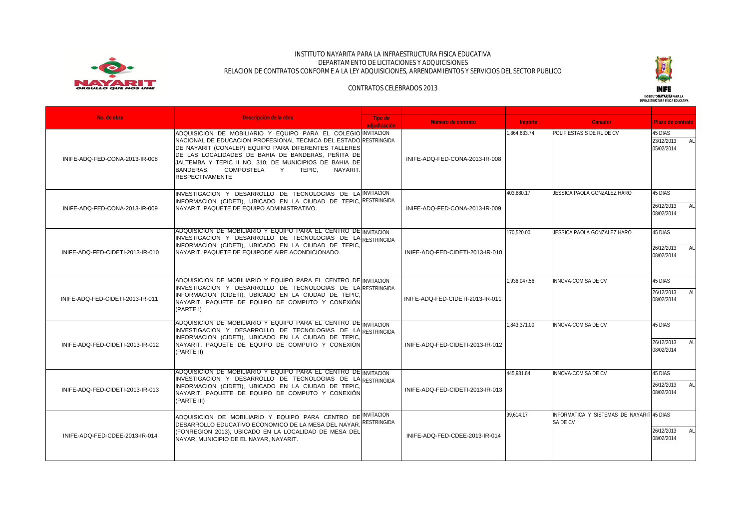INSTITUTO NAYARITA PARA LA INFRAESTRUCTURA FISICA EDUCATIVA
DEPARTAMENTO DE LICITACIONES Y ADQUISICIONES
RELACION DE CONTRATOS CONFORME A LA LEY ADQUISICIONES, ARRENDAMIENTOS Y SERVICIOS DEL SECTOR PUBLICO

CONTRATOS CELEBRADOS 2013

| No. de obra | Descripción de la obra | Tipo de adjudicación | Número de contrato | Importe | Ganador | Plazo de contrato |
|---|---|---|---|---|---|---|
| INIFE-ADQ-FED-CONA-2013-IR-008 | ADQUISICION DE MOBILIARIO Y EQUIPO PARA EL COLEGIO NACIONAL DE EDUCACION PROFESIONAL TECNICA DEL ESTADO DE NAYARIT (CONALEP) EQUIPO PARA DIFERENTES TALLERES DE LAS LOCALIDADES DE BAHIA DE BANDERAS, PEÑITA DE JALTEMBA Y TEPIC II NO. 310, DE MUNICIPIOS DE BAHIA DE BANDERAS, COMPOSTELA Y TEPIC, NAYARIT. RESPECTIVAMENTE | INVITACION RESTRINGIDA | INIFE-ADQ-FED-CONA-2013-IR-008 | 1,864,633.74 | POLIFIESTAS S DE RL DE CV | 45 DIAS 23/12/2013 AL 05/02/2014 |
| INIFE-ADQ-FED-CONA-2013-IR-009 | INVESTIGACION Y DESARROLLO DE TECNOLOGIAS DE LA INFORMACION (CIDETI), UBICADO EN LA CIUDAD DE TEPIC, NAYARIT. PAQUETE DE EQUIPO ADMINISTRATIVO. | INVITACION RESTRINGIDA | INIFE-ADQ-FED-CONA-2013-IR-009 | 403,880.17 | JESSICA PAOLA GONZALEZ HARO | 45 DIAS 26/12/2013 AL 08/02/2014 |
| INIFE-ADQ-FED-CIDETI-2013-IR-010 | ADQUISICION DE MOBILIARIO Y EQUIPO PARA EL CENTRO DE INVESTIGACION Y DESARROLLO DE TECNOLOGIAS DE LA INFORMACION (CIDETI), UBICADO EN LA CIUDAD DE TEPIC, NAYARIT. PAQUETE DE EQUIPODE AIRE ACONDICIONADO. | INVITACION RESTRINGIDA | INIFE-ADQ-FED-CIDETI-2013-IR-010 | 170,520.00 | JESSICA PAOLA GONZALEZ HARO | 45 DIAS 26/12/2013 AL 08/02/2014 |
| INIFE-ADQ-FED-CIDETI-2013-IR-011 | ADQUISICION DE MOBILIARIO Y EQUIPO PARA EL CENTRO DE INVESTIGACION Y DESARROLLO DE TECNOLOGIAS DE LA INFORMACION (CIDETI), UBICADO EN LA CIUDAD DE TEPIC, NAYARIT. PAQUETE DE EQUIPO DE COMPUTO Y CONEXIÓN (PARTE I) | INVITACION RESTRINGIDA | INIFE-ADQ-FED-CIDETI-2013-IR-011 | 1,936,047.56 | INNOVA-COM SA DE CV | 45 DIAS 26/12/2013 AL 08/02/2014 |
| INIFE-ADQ-FED-CIDETI-2013-IR-012 | ADQUISICION DE MOBILIARIO Y EQUIPO PARA EL CENTRO DE INVESTIGACION Y DESARROLLO DE TECNOLOGIAS DE LA INFORMACION (CIDETI), UBICADO EN LA CIUDAD DE TEPIC, NAYARIT. PAQUETE DE EQUIPO DE COMPUTO Y CONEXIÓN (PARTE II) | INVITACION RESTRINGIDA | INIFE-ADQ-FED-CIDETI-2013-IR-012 | 1,843,371.00 | INNOVA-COM SA DE CV | 45 DIAS 26/12/2013 AL 08/02/2014 |
| INIFE-ADQ-FED-CIDETI-2013-IR-013 | ADQUISICION DE MOBILIARIO Y EQUIPO PARA EL CENTRO DE INVESTIGACION Y DESARROLLO DE TECNOLOGIAS DE LA INFORMACION (CIDETI), UBICADO EN LA CIUDAD DE TEPIC, NAYARIT. PAQUETE DE EQUIPO DE COMPUTO Y CONEXIÓN (PARTE III) | INVITACION RESTRINGIDA | INIFE-ADQ-FED-CIDETI-2013-IR-013 | 445,931.84 | INNOVA-COM SA DE CV | 45 DIAS 26/12/2013 AL 08/02/2014 |
| INIFE-ADQ-FED-CDEE-2013-IR-014 | ADQUISICION DE MOBILIARIO Y EQUIPO PARA CENTRO DE DESARROLLO EDUCATIVO ECONOMICO DE LA MESA DEL NAYAR. (FONREGION 2013), UBICADO EN LA LOCALIDAD DE MESA DEL NAYAR, MUNICIPIO DE EL NAYAR, NAYARIT. | INVITACION RESTRINGIDA | INIFE-ADQ-FED-CDEE-2013-IR-014 | 99,614.17 | INFORMATICA Y SISTEMAS DE NAYARIT SA DE CV | 45 DIAS 26/12/2013 AL 08/02/2014 |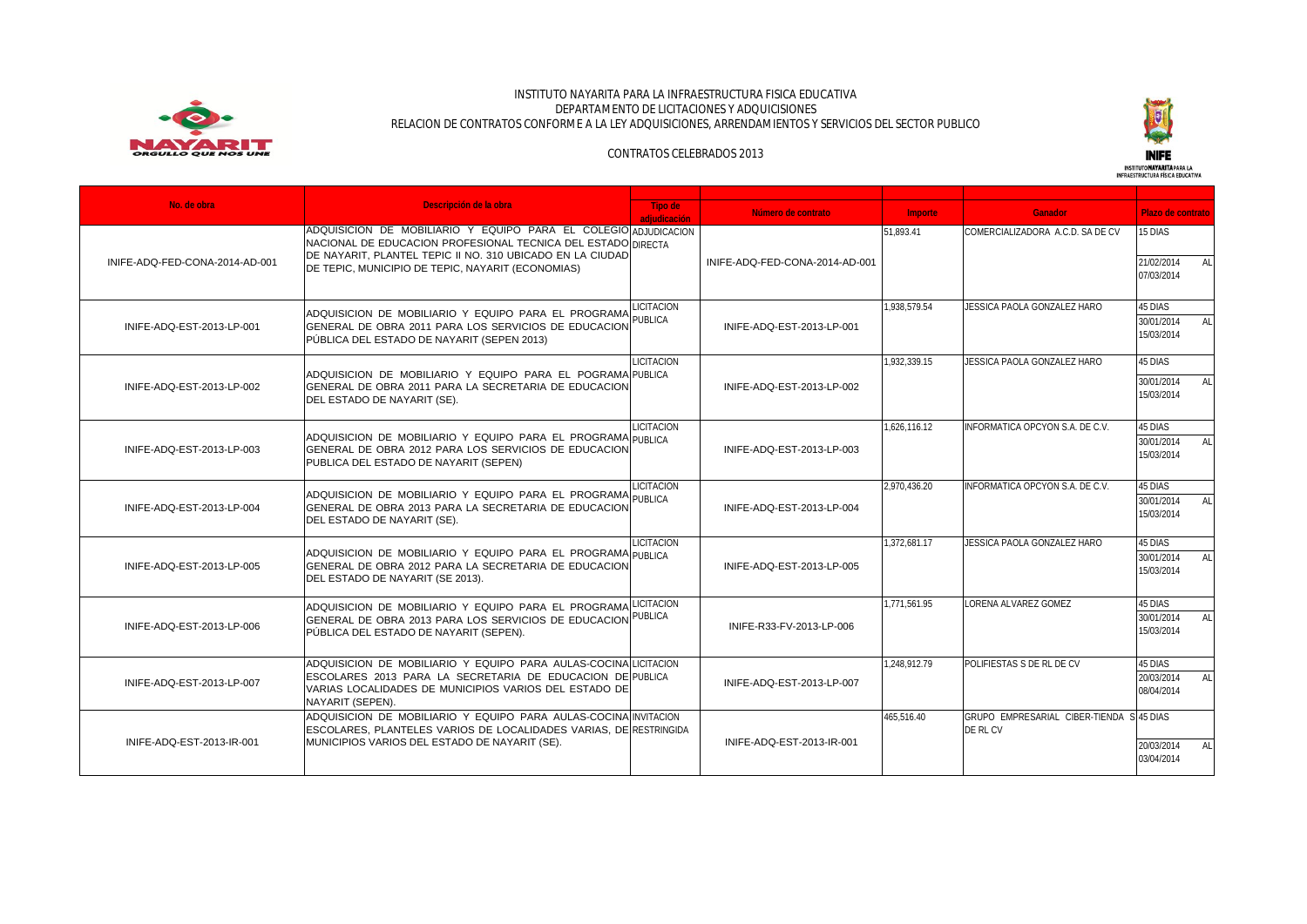INSTITUTO NAYARITA PARA LA INFRAESTRUCTURA FISICA EDUCATIVA

DEPARTAMENTO DE LICITACIONES Y ADQUICISIONES

RELACION DE CONTRATOS CONFORME A LA LEY ADQUISICIONES, ARRENDAMIENTOS Y SERVICIOS DEL SECTOR PUBLICO

CONTRATOS CELEBRADOS 2013

| No. de obra | Descripción de la obra | Tipo de adjudicación | Número de contrato | Importe | Ganador | Plazo de contrato |
|---|---|---|---|---|---|---|
| INIFE-ADQ-FED-CONA-2014-AD-001 | ADQUISICION DE MOBILIARIO Y EQUIPO PARA EL COLEGIO NACIONAL DE EDUCACION PROFESIONAL TECNICA DEL ESTADO DE NAYARIT, PLANTEL TEPIC II NO. 310 UBICADO EN LA CIUDAD DE TEPIC, MUNICIPIO DE TEPIC, NAYARIT (ECONOMIAS) | ADJUDICACION DIRECTA | INIFE-ADQ-FED-CONA-2014-AD-001 | 51,893.41 | COMERCIALIZADORA A.C.D. SA DE CV | 15 DIAS 21/02/2014 AL 07/03/2014 |
| INIFE-ADQ-EST-2013-LP-001 | ADQUISICION DE MOBILIARIO Y EQUIPO PARA EL PROGRAMA GENERAL DE OBRA 2011 PARA LOS SERVICIOS DE EDUCACION PÚBLICA DEL ESTADO DE NAYARIT (SEPEN 2013) | LICITACION PUBLICA | INIFE-ADQ-EST-2013-LP-001 | 1,938,579.54 | JESSICA PAOLA GONZALEZ HARO | 45 DIAS 30/01/2014 AL 15/03/2014 |
| INIFE-ADQ-EST-2013-LP-002 | ADQUISICION DE MOBILIARIO Y EQUIPO PARA EL POGRAMA GENERAL DE OBRA 2011 PARA LA SECRETARIA DE EDUCACION DEL ESTADO DE NAYARIT (SE). | LICITACION PUBLICA | INIFE-ADQ-EST-2013-LP-002 | 1,932,339.15 | JESSICA PAOLA GONZALEZ HARO | 45 DIAS 30/01/2014 AL 15/03/2014 |
| INIFE-ADQ-EST-2013-LP-003 | ADQUISICION DE MOBILIARIO Y EQUIPO PARA EL PROGRAMA GENERAL DE OBRA 2012 PARA LOS SERVICIOS DE EDUCACION PUBLICA DEL ESTADO DE NAYARIT (SEPEN) | LICITACION PUBLICA | INIFE-ADQ-EST-2013-LP-003 | 1,626,116.12 | INFORMATICA OPCYON S.A. DE C.V. | 45 DIAS 30/01/2014 AL 15/03/2014 |
| INIFE-ADQ-EST-2013-LP-004 | ADQUISICION DE MOBILIARIO Y EQUIPO PARA EL PROGRAMA GENERAL DE OBRA 2013 PARA LA SECRETARIA DE EDUCACION DEL ESTADO DE NAYARIT (SE). | LICITACION PUBLICA | INIFE-ADQ-EST-2013-LP-004 | 2,970,436.20 | INFORMATICA OPCYON S.A. DE C.V. | 45 DIAS 30/01/2014 AL 15/03/2014 |
| INIFE-ADQ-EST-2013-LP-005 | ADQUISICION DE MOBILIARIO Y EQUIPO PARA EL PROGRAMA GENERAL DE OBRA 2012 PARA LA SECRETARIA DE EDUCACION DEL ESTADO DE NAYARIT (SE 2013). | LICITACION PUBLICA | INIFE-ADQ-EST-2013-LP-005 | 1,372,681.17 | JESSICA PAOLA GONZALEZ HARO | 45 DIAS 30/01/2014 AL 15/03/2014 |
| INIFE-ADQ-EST-2013-LP-006 | ADQUISICION DE MOBILIARIO Y EQUIPO PARA EL PROGRAMA GENERAL DE OBRA 2013 PARA LOS SERVICIOS DE EDUCACION PÚBLICA DEL ESTADO DE NAYARIT (SEPEN). | LICITACION PUBLICA | INIFE-R33-FV-2013-LP-006 | 1,771,561.95 | LORENA ALVAREZ GOMEZ | 45 DIAS 30/01/2014 AL 15/03/2014 |
| INIFE-ADQ-EST-2013-LP-007 | ADQUISICION DE MOBILIARIO Y EQUIPO PARA AULAS-COCINA ESCOLARES 2013 PARA LA SECRETARIA DE EDUCACION DE VARIAS LOCALIDADES DE MUNICIPIOS VARIOS DEL ESTADO DE NAYARIT (SEPEN). | LICITACION PUBLICA | INIFE-ADQ-EST-2013-LP-007 | 1,248,912.79 | POLIFIESTAS S DE RL DE CV | 45 DIAS 20/03/2014 AL 08/04/2014 |
| INIFE-ADQ-EST-2013-IR-001 | ADQUISICION DE MOBILIARIO Y EQUIPO PARA AULAS-COCINA ESCOLARES, PLANTELES VARIOS DE LOCALIDADES VARIAS, DE MUNICIPIOS VARIOS DEL ESTADO DE NAYARIT (SE). | INVITACION RESTRINGIDA | INIFE-ADQ-EST-2013-IR-001 | 465,516.40 | GRUPO EMPRESARIAL CIBER-TIENDA S DE RL CV | 45 DIAS 20/03/2014 AL 03/04/2014 |